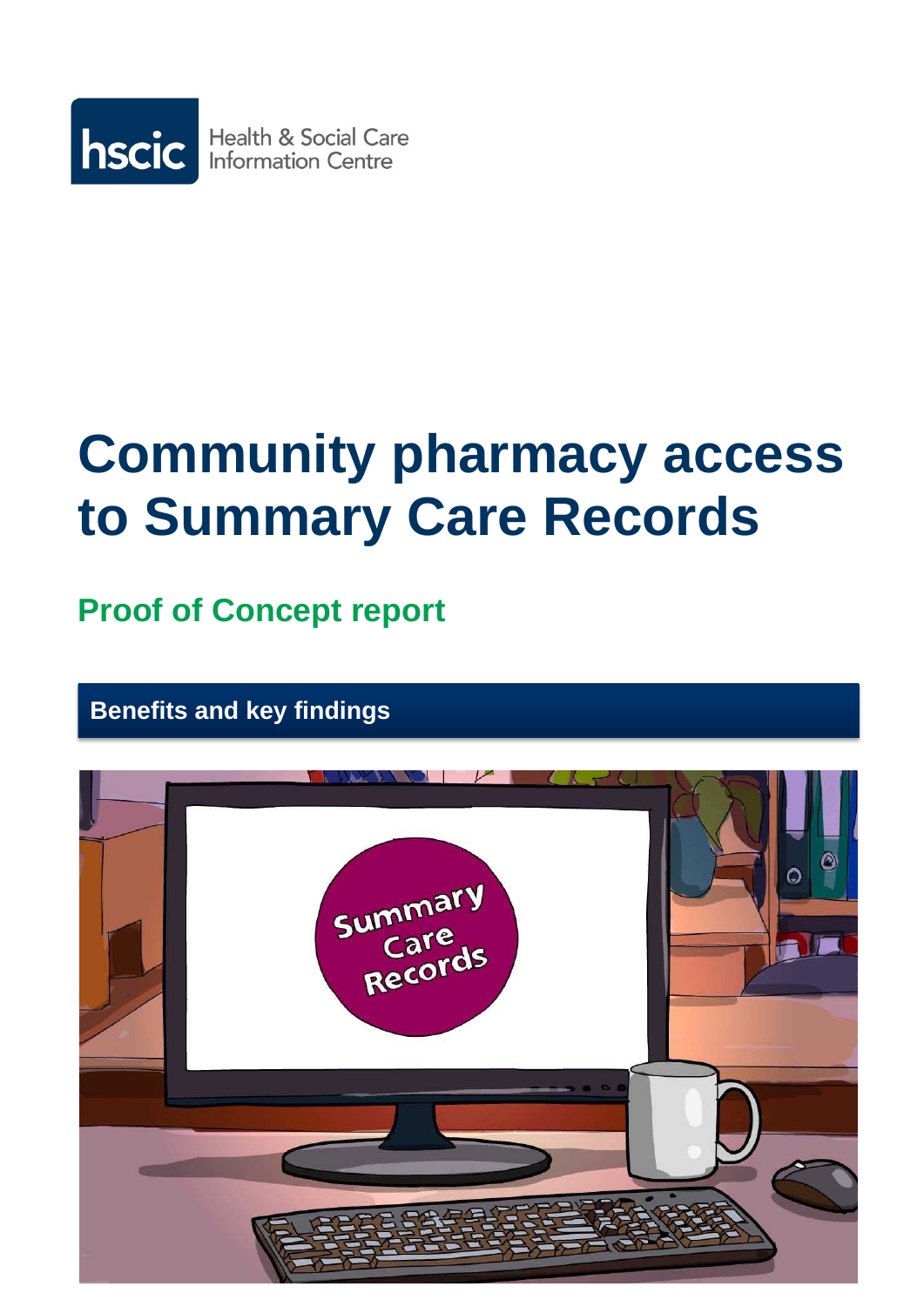hscic Health & Social Care Information Centre

# Community pharmacy access to Summary Care Records

## Proof of Concept report

**Benefits and key findings**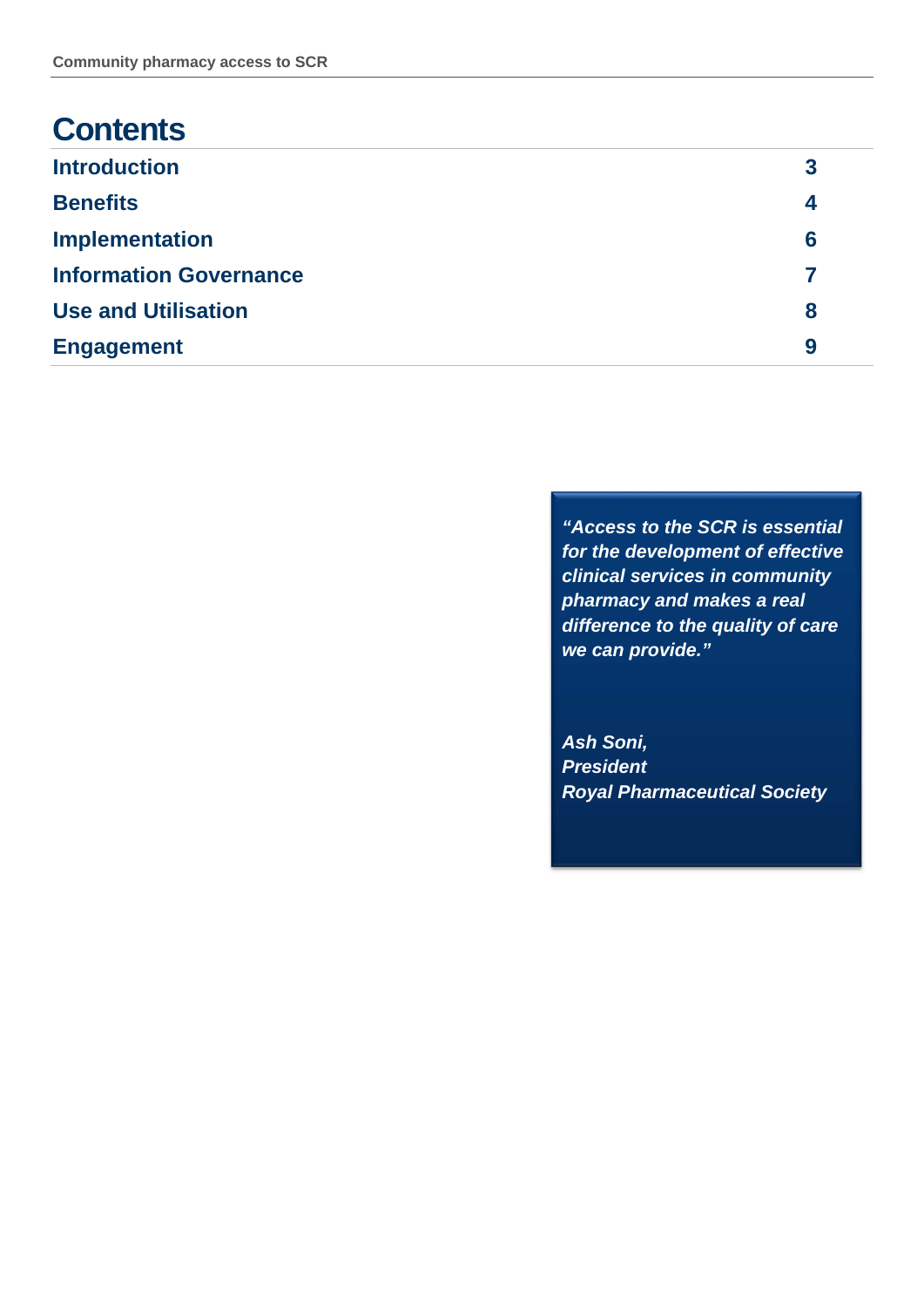# Contents

| | |
|---|---|
| **Introduction** | **3** |
| **Benefits** | **4** |
| **Implementation** | **6** |
| **Information Governance** | **7** |
| **Use and Utilisation** | **8** |
| **Engagement** | **9** |

***"Access to the SCR is essential for the development of effective clinical services in community pharmacy and makes a real difference to the quality of care we can provide."***

***Ash Soni,***
***President***
***Royal Pharmaceutical Society***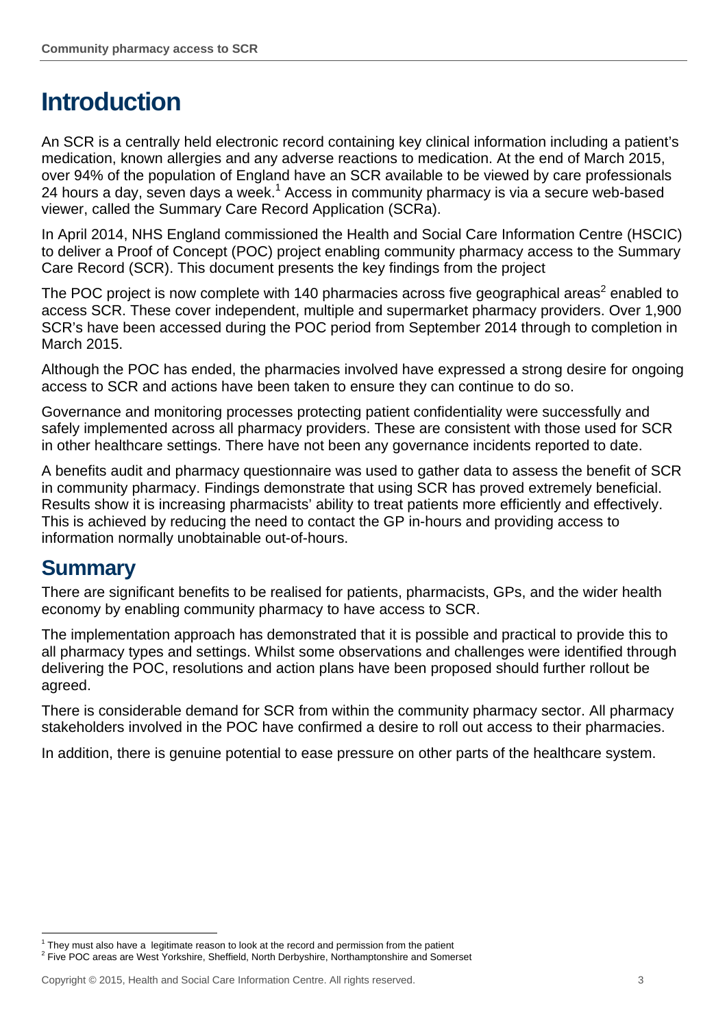# Introduction

An SCR is a centrally held electronic record containing key clinical information including a patient's medication, known allergies and any adverse reactions to medication. At the end of March 2015, over 94% of the population of England have an SCR available to be viewed by care professionals 24 hours a day, seven days a week.[1] Access in community pharmacy is via a secure web-based viewer, called the Summary Care Record Application (SCRa).

In April 2014, NHS England commissioned the Health and Social Care Information Centre (HSCIC) to deliver a Proof of Concept (POC) project enabling community pharmacy access to the Summary Care Record (SCR). This document presents the key findings from the project

The POC project is now complete with 140 pharmacies across five geographical areas[2] enabled to access SCR. These cover independent, multiple and supermarket pharmacy providers. Over 1,900 SCR's have been accessed during the POC period from September 2014 through to completion in March 2015.

Although the POC has ended, the pharmacies involved have expressed a strong desire for ongoing access to SCR and actions have been taken to ensure they can continue to do so.

Governance and monitoring processes protecting patient confidentiality were successfully and safely implemented across all pharmacy providers. These are consistent with those used for SCR in other healthcare settings. There have not been any governance incidents reported to date.

A benefits audit and pharmacy questionnaire was used to gather data to assess the benefit of SCR in community pharmacy. Findings demonstrate that using SCR has proved extremely beneficial. Results show it is increasing pharmacists' ability to treat patients more efficiently and effectively. This is achieved by reducing the need to contact the GP in-hours and providing access to information normally unobtainable out-of-hours.

## Summary

There are significant benefits to be realised for patients, pharmacists, GPs, and the wider health economy by enabling community pharmacy to have access to SCR.

The implementation approach has demonstrated that it is possible and practical to provide this to all pharmacy types and settings. Whilst some observations and challenges were identified through delivering the POC, resolutions and action plans have been proposed should further rollout be agreed.

There is considerable demand for SCR from within the community pharmacy sector. All pharmacy stakeholders involved in the POC have confirmed a desire to roll out access to their pharmacies.

In addition, there is genuine potential to ease pressure on other parts of the healthcare system.

[1] They must also have a legitimate reason to look at the record and permission from the patient
[2] Five POC areas are West Yorkshire, Sheffield, North Derbyshire, Northamptonshire and Somerset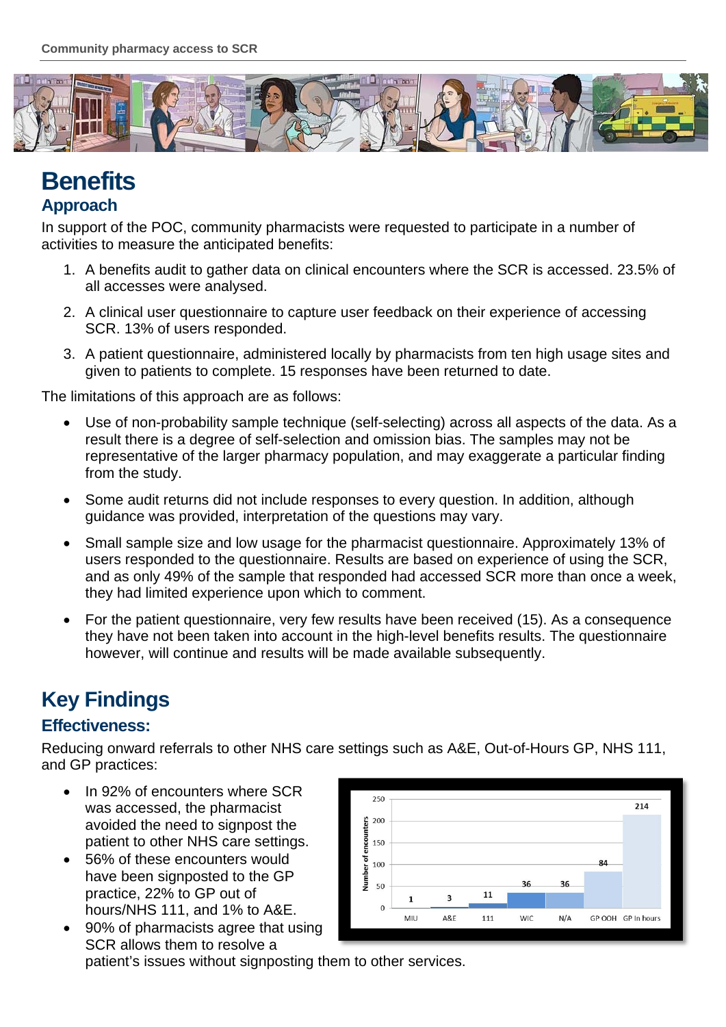# Benefits

## Approach

In support of the POC, community pharmacists were requested to participate in a number of activities to measure the anticipated benefits:

1. A benefits audit to gather data on clinical encounters where the SCR is accessed. 23.5% of all accesses were analysed.
2. A clinical user questionnaire to capture user feedback on their experience of accessing SCR. 13% of users responded.
3. A patient questionnaire, administered locally by pharmacists from ten high usage sites and given to patients to complete. 15 responses have been returned to date.

The limitations of this approach are as follows:

- Use of non-probability sample technique (self-selecting) across all aspects of the data. As a result there is a degree of self-selection and omission bias. The samples may not be representative of the larger pharmacy population, and may exaggerate a particular finding from the study.
- Some audit returns did not include responses to every question. In addition, although guidance was provided, interpretation of the questions may vary.
- Small sample size and low usage for the pharmacist questionnaire. Approximately 13% of users responded to the questionnaire. Results are based on experience of using the SCR, and as only 49% of the sample that responded had accessed SCR more than once a week, they had limited experience upon which to comment.
- For the patient questionnaire, very few results have been received (15). As a consequence they have not been taken into account in the high-level benefits results. The questionnaire however, will continue and results will be made available subsequently.

# Key Findings

## Effectiveness:

Reducing onward referrals to other NHS care settings such as A&E, Out-of-Hours GP, NHS 111, and GP practices:

- In 92% of encounters where SCR was accessed, the pharmacist avoided the need to signpost the patient to other NHS care settings.
- 56% of these encounters would have been signposted to the GP practice, 22% to GP out of hours/NHS 111, and 1% to A&E.
- 90% of pharmacists agree that using SCR allows them to resolve a patient's issues without signposting them to other services.

| Setting | Number of encounters |
|---|---|
| MIU | 1 |
| A&E | 3 |
| 111 | 11 |
| WIC | 36 |
| N/A | 36 |
| GP OOH | 84 |
| GP In hours | 214 |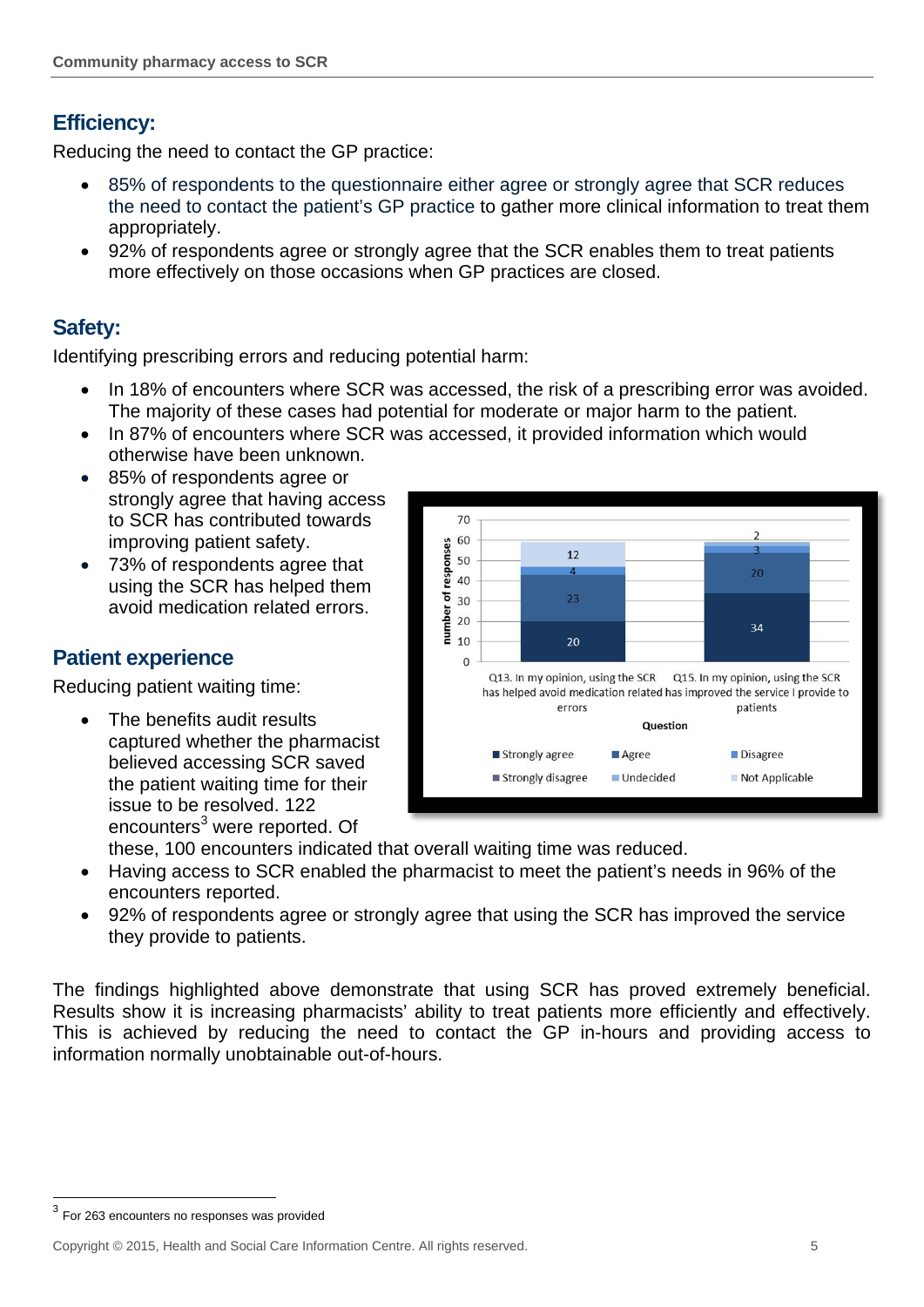## Efficiency:

Reducing the need to contact the GP practice:

- 85% of respondents to the questionnaire either agree or strongly agree that SCR reduces the need to contact the patient's GP practice to gather more clinical information to treat them appropriately.
- 92% of respondents agree or strongly agree that the SCR enables them to treat patients more effectively on those occasions when GP practices are closed.

## Safety:

Identifying prescribing errors and reducing potential harm:

- In 18% of encounters where SCR was accessed, the risk of a prescribing error was avoided. The majority of these cases had potential for moderate or major harm to the patient.
- In 87% of encounters where SCR was accessed, it provided information which would otherwise have been unknown.
- 85% of respondents agree or strongly agree that having access to SCR has contributed towards improving patient safety.
- 73% of respondents agree that using the SCR has helped them avoid medication related errors.

number of responses

70
60
50
40
30
20
10
0

12
4
23
20

2
3
20
34

Q13. In my opinion, using the SCR has helped avoid medication related errors

Q15. In my opinion, using the SCR has improved the service I provide to patients

Question

Strongly agree
Agree
Disagree
Strongly disagree
Undecided
Not Applicable

## Patient experience

Reducing patient waiting time:

- The benefits audit results captured whether the pharmacist believed accessing SCR saved the patient waiting time for their issue to be resolved. 122 encounters[3] were reported. Of these, 100 encounters indicated that overall waiting time was reduced.
- Having access to SCR enabled the pharmacist to meet the patient's needs in 96% of the encounters reported.
- 92% of respondents agree or strongly agree that using the SCR has improved the service they provide to patients.

The findings highlighted above demonstrate that using SCR has proved extremely beneficial. Results show it is increasing pharmacists' ability to treat patients more efficiently and effectively. This is achieved by reducing the need to contact the GP in-hours and providing access to information normally unobtainable out-of-hours.

[3] For 263 encounters no responses was provided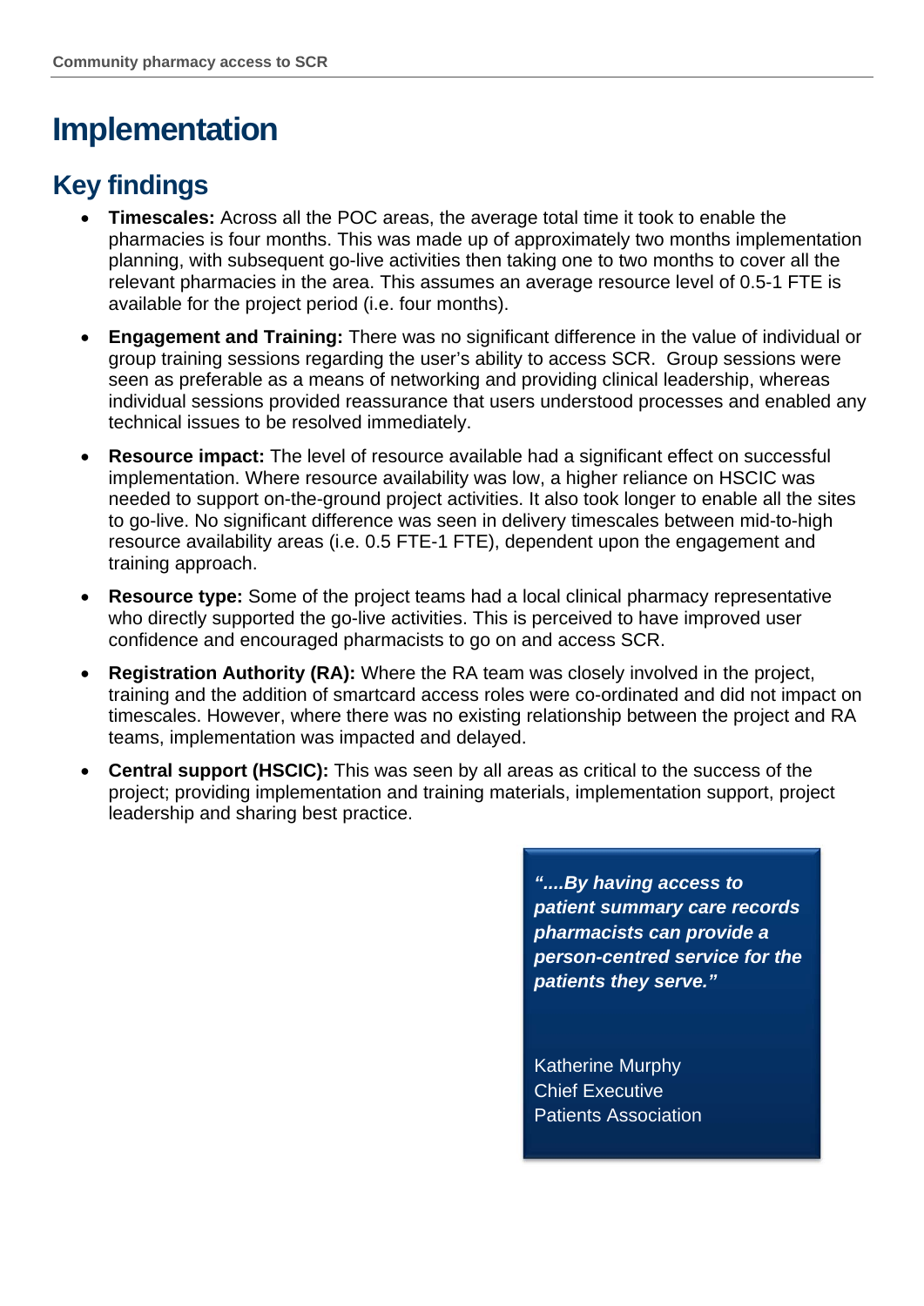# Implementation

## Key findings

- **Timescales:** Across all the POC areas, the average total time it took to enable the pharmacies is four months. This was made up of approximately two months implementation planning, with subsequent go-live activities then taking one to two months to cover all the relevant pharmacies in the area. This assumes an average resource level of 0.5-1 FTE is available for the project period (i.e. four months).
- **Engagement and Training:** There was no significant difference in the value of individual or group training sessions regarding the user's ability to access SCR. Group sessions were seen as preferable as a means of networking and providing clinical leadership, whereas individual sessions provided reassurance that users understood processes and enabled any technical issues to be resolved immediately.
- **Resource impact:** The level of resource available had a significant effect on successful implementation. Where resource availability was low, a higher reliance on HSCIC was needed to support on-the-ground project activities. It also took longer to enable all the sites to go-live. No significant difference was seen in delivery timescales between mid-to-high resource availability areas (i.e. 0.5 FTE-1 FTE), dependent upon the engagement and training approach.
- **Resource type:** Some of the project teams had a local clinical pharmacy representative who directly supported the go-live activities. This is perceived to have improved user confidence and encouraged pharmacists to go on and access SCR.
- **Registration Authority (RA):** Where the RA team was closely involved in the project, training and the addition of smartcard access roles were co-ordinated and did not impact on timescales. However, where there was no existing relationship between the project and RA teams, implementation was impacted and delayed.
- **Central support (HSCIC):** This was seen by all areas as critical to the success of the project; providing implementation and training materials, implementation support, project leadership and sharing best practice.

> ***"....By having access to patient summary care records pharmacists can provide a person-centred service for the patients they serve."***
>
> Katherine Murphy
> Chief Executive
> Patients Association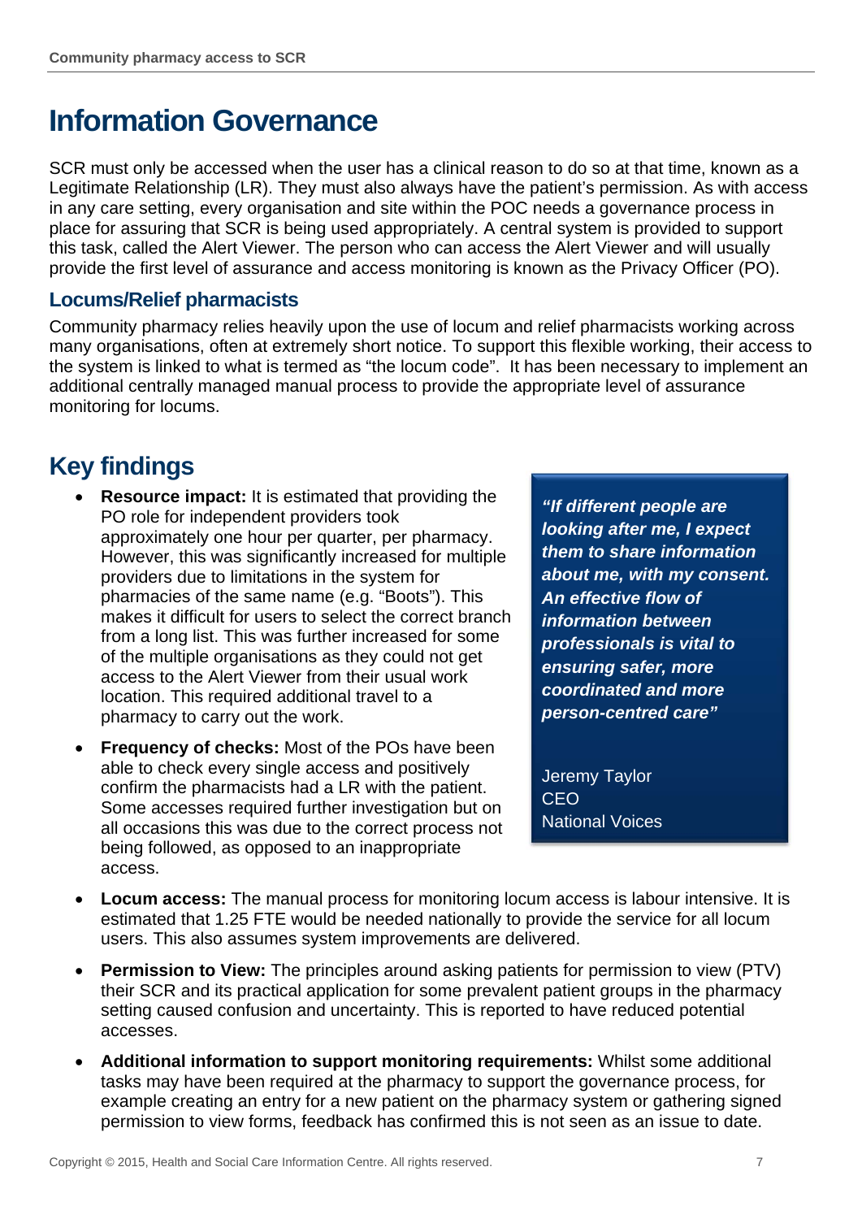# Information Governance

SCR must only be accessed when the user has a clinical reason to do so at that time, known as a Legitimate Relationship (LR). They must also always have the patient's permission. As with access in any care setting, every organisation and site within the POC needs a governance process in place for assuring that SCR is being used appropriately. A central system is provided to support this task, called the Alert Viewer. The person who can access the Alert Viewer and will usually provide the first level of assurance and access monitoring is known as the Privacy Officer (PO).

### Locums/Relief pharmacists

Community pharmacy relies heavily upon the use of locum and relief pharmacists working across many organisations, often at extremely short notice. To support this flexible working, their access to the system is linked to what is termed as "the locum code". It has been necessary to implement an additional centrally managed manual process to provide the appropriate level of assurance monitoring for locums.

## Key findings

- **Resource impact:** It is estimated that providing the PO role for independent providers took approximately one hour per quarter, per pharmacy. However, this was significantly increased for multiple providers due to limitations in the system for pharmacies of the same name (e.g. "Boots"). This makes it difficult for users to select the correct branch from a long list. This was further increased for some of the multiple organisations as they could not get access to the Alert Viewer from their usual work location. This required additional travel to a pharmacy to carry out the work.
- **Frequency of checks:** Most of the POs have been able to check every single access and positively confirm the pharmacists had a LR with the patient. Some accesses required further investigation but on all occasions this was due to the correct process not being followed, as opposed to an inappropriate access.

> ***"If different people are looking after me, I expect them to share information about me, with my consent. An effective flow of information between professionals is vital to ensuring safer, more coordinated and more person-centred care"***
>
> Jeremy Taylor
> CEO
> National Voices

- **Locum access:** The manual process for monitoring locum access is labour intensive. It is estimated that 1.25 FTE would be needed nationally to provide the service for all locum users. This also assumes system improvements are delivered.
- **Permission to View:** The principles around asking patients for permission to view (PTV) their SCR and its practical application for some prevalent patient groups in the pharmacy setting caused confusion and uncertainty. This is reported to have reduced potential accesses.
- **Additional information to support monitoring requirements:** Whilst some additional tasks may have been required at the pharmacy to support the governance process, for example creating an entry for a new patient on the pharmacy system or gathering signed permission to view forms, feedback has confirmed this is not seen as an issue to date.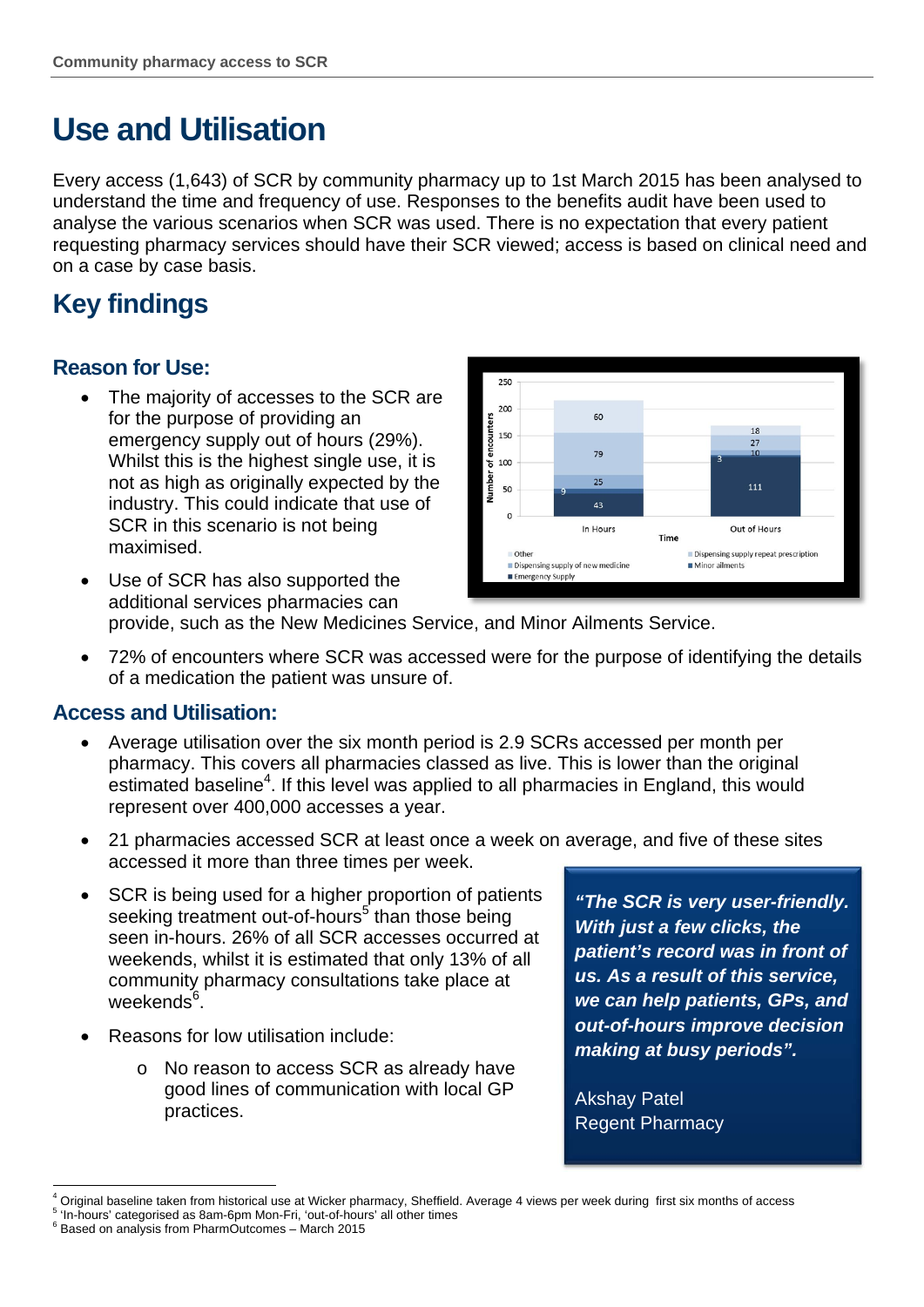# Use and Utilisation

Every access (1,643) of SCR by community pharmacy up to 1st March 2015 has been analysed to understand the time and frequency of use. Responses to the benefits audit have been used to analyse the various scenarios when SCR was used. There is no expectation that every patient requesting pharmacy services should have their SCR viewed; access is based on clinical need and on a case by case basis.

## Key findings

### Reason for Use:

- The majority of accesses to the SCR are for the purpose of providing an emergency supply out of hours (29%). Whilst this is the highest single use, it is not as high as originally expected by the industry. This could indicate that use of SCR in this scenario is not being maximised.
- Use of SCR has also supported the additional services pharmacies can provide, such as the New Medicines Service, and Minor Ailments Service.
- 72% of encounters where SCR was accessed were for the purpose of identifying the details of a medication the patient was unsure of.

Number of encounters
250
200
150
100
50
0
In Hours
60
79
25
9
43
Out of Hours
18
27
10
3
111
Time
Other
Dispensing supply repeat prescription
Dispensing supply of new medicine
Minor ailments
Emergency Supply

### Access and Utilisation:

- Average utilisation over the six month period is 2.9 SCRs accessed per month per pharmacy. This covers all pharmacies classed as live. This is lower than the original estimated baseline[4]. If this level was applied to all pharmacies in England, this would represent over 400,000 accesses a year.
- 21 pharmacies accessed SCR at least once a week on average, and five of these sites accessed it more than three times per week.
- SCR is being used for a higher proportion of patients seeking treatment out-of-hours[5] than those being seen in-hours. 26% of all SCR accesses occurred at weekends, whilst it is estimated that only 13% of all community pharmacy consultations take place at weekends[6].
- Reasons for low utilisation include:
  - No reason to access SCR as already have good lines of communication with local GP practices.

***"The SCR is very user-friendly. With just a few clicks, the patient's record was in front of us. As a result of this service, we can help patients, GPs, and out-of-hours improve decision making at busy periods".***

Akshay Patel
Regent Pharmacy

[4] Original baseline taken from historical use at Wicker pharmacy, Sheffield. Average 4 views per week during first six months of access
[5] 'In-hours' categorised as 8am-6pm Mon-Fri, 'out-of-hours' all other times
[6] Based on analysis from PharmOutcomes – March 2015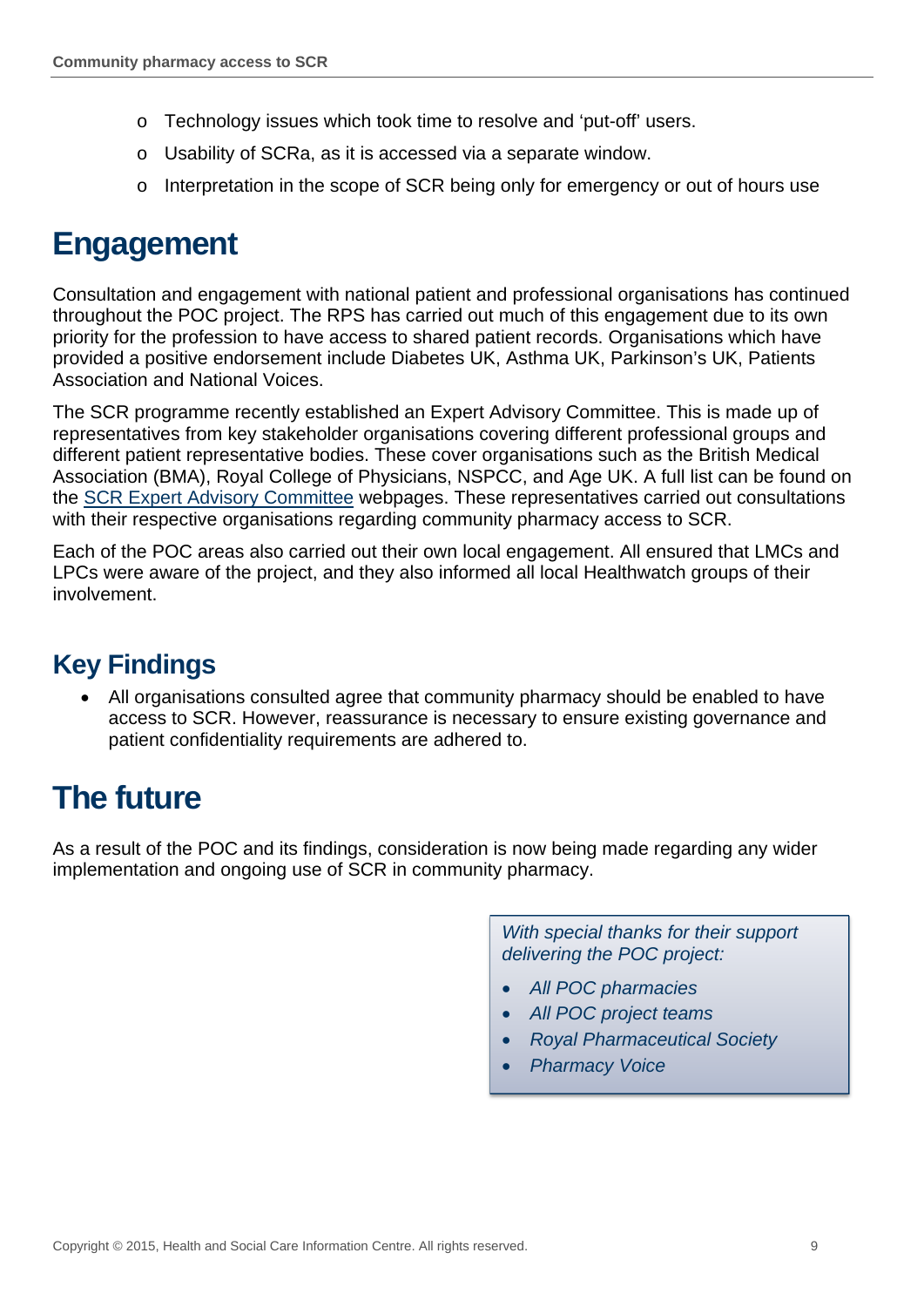- Technology issues which took time to resolve and 'put-off' users.
- Usability of SCRa, as it is accessed via a separate window.
- Interpretation in the scope of SCR being only for emergency or out of hours use

# Engagement

Consultation and engagement with national patient and professional organisations has continued throughout the POC project. The RPS has carried out much of this engagement due to its own priority for the profession to have access to shared patient records. Organisations which have provided a positive endorsement include Diabetes UK, Asthma UK, Parkinson's UK, Patients Association and National Voices.

The SCR programme recently established an Expert Advisory Committee. This is made up of representatives from key stakeholder organisations covering different professional groups and different patient representative bodies. These cover organisations such as the British Medical Association (BMA), Royal College of Physicians, NSPCC, and Age UK. A full list can be found on the SCR Expert Advisory Committee webpages. These representatives carried out consultations with their respective organisations regarding community pharmacy access to SCR.

Each of the POC areas also carried out their own local engagement. All ensured that LMCs and LPCs were aware of the project, and they also informed all local Healthwatch groups of their involvement.

## Key Findings

- All organisations consulted agree that community pharmacy should be enabled to have access to SCR. However, reassurance is necessary to ensure existing governance and patient confidentiality requirements are adhered to.

# The future

As a result of the POC and its findings, consideration is now being made regarding any wider implementation and ongoing use of SCR in community pharmacy.

*With special thanks for their support delivering the POC project:*

- *All POC pharmacies*
- *All POC project teams*
- *Royal Pharmaceutical Society*
- *Pharmacy Voice*

Copyright © 2015, Health and Social Care Information Centre. All rights reserved.